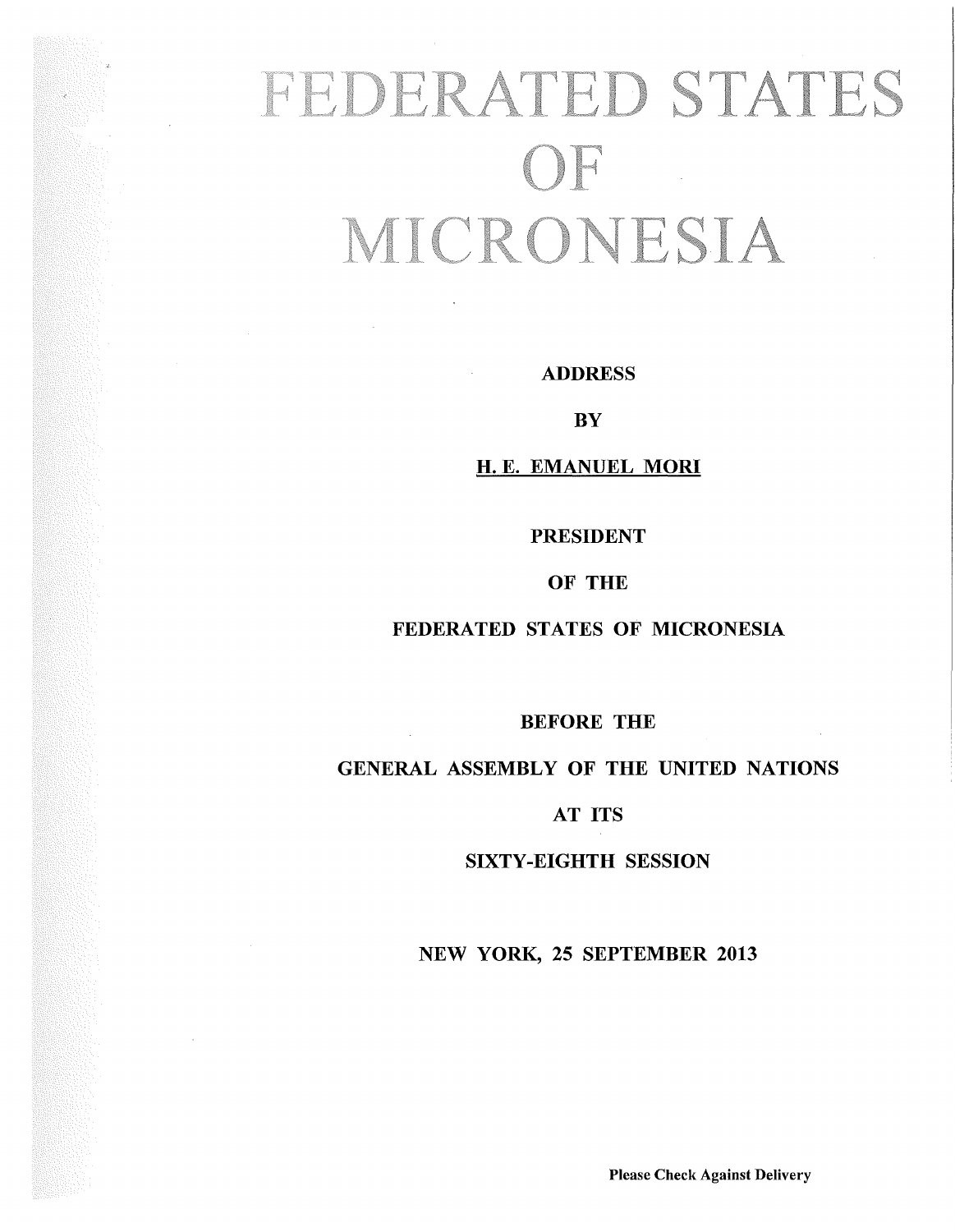# FEDERATED STATES OF MICRONESIA

**ADDRESS**

**BY**

**H. E. EMANUEL MORI**

**PRESIDENT**

**OF THE**

**FEDERATED STATES OF MICRONESIA**

**BEFORE THE**

**GENERAL ASSEMBLY OF THE UNITED NATIONS**

**AT ITS**

**SIXTY-EIGHTH SESSION**

**NEW YORK, 25 SEPTEMBER 2013**

**Please Check Against Delivery**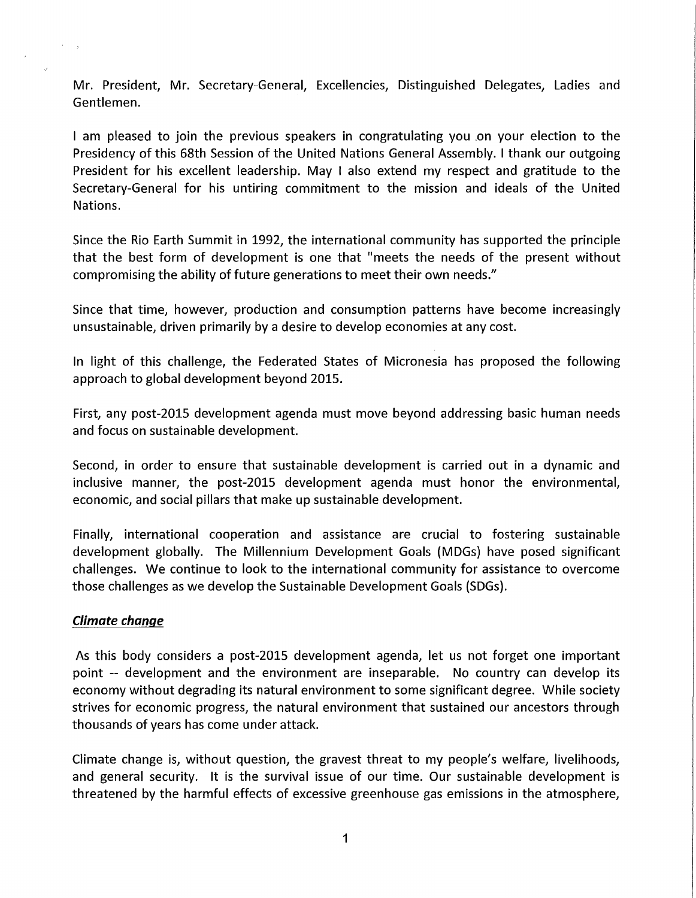Mr. President, Mr. Secretary-General, Excellencies, Distinguished Delegates, Ladies and Gentlemen.

I am pleased to join the previous speakers in congratulating you on your election to the Presidency of this 68th Session of the United Nations General Assembly. I thank our outgoing President for his excellent leadership. May I also extend my respect and gratitude to the Secretary-General for his untiring commitment to the mission and ideals of the United Nations.

Since the Rio Earth Summit in 1992, the international community has supported the principle that the best form of development is one that "meets the needs of the present without compromising the ability of future generations to meet their own needs."

Since that time, however, production and consumption patterns have become increasingly unsustainable, driven primarily by a desire to develop economies at any cost.

In light of this challenge, the Federated States of Micronesia has proposed the following approach to global development beyond 2015.

First, any post-2015 development agenda must move beyond addressing basic human needs and focus on sustainable development.

Second, in order to ensure that sustainable development is carried out in a dynamic and inclusive manner, the post-2015 development agenda must honor the environmental, economic, and social pillars that make up sustainable development.

Finally, international cooperation and assistance are crucial to fostering sustainable development globally. The Millennium Development Goals (MDGs) have posed significant challenges. We continue to look to the international community for assistance to overcome those challenges as we develop the Sustainable Development Goals (SDGs).

***Climate change***

As this body considers a post-2015 development agenda, let us not forget one important point -- development and the environment are inseparable. No country can develop its economy without degrading its natural environment to some significant degree. While society strives for economic progress, the natural environment that sustained our ancestors through thousands of years has come under attack.

Climate change is, without question, the gravest threat to my people's welfare, livelihoods, and general security. It is the survival issue of our time. Our sustainable development is threatened by the harmful effects of excessive greenhouse gas emissions in the atmosphere,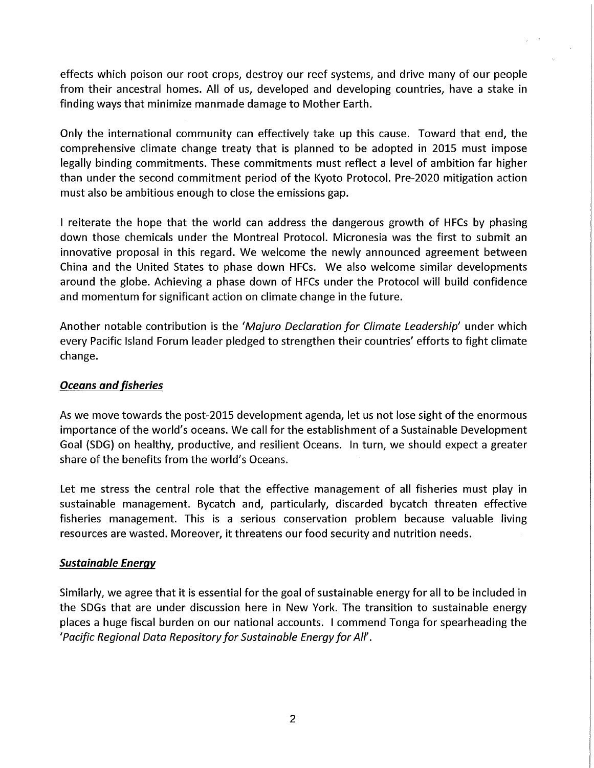effects which poison our root crops, destroy our reef systems, and drive many of our people from their ancestral homes. All of us, developed and developing countries, have a stake in finding ways that minimize manmade damage to Mother Earth.

Only the international community can effectively take up this cause. Toward that end, the comprehensive climate change treaty that is planned to be adopted in 2015 must impose legally binding commitments. These commitments must reflect a level of ambition far higher than under the second commitment period of the Kyoto Protocol. Pre-2020 mitigation action must also be ambitious enough to close the emissions gap.

I reiterate the hope that the world can address the dangerous growth of HFCs by phasing down those chemicals under the Montreal Protocol. Micronesia was the first to submit an innovative proposal in this regard. We welcome the newly announced agreement between China and the United States to phase down HFCs. We also welcome similar developments around the globe. Achieving a phase down of HFCs under the Protocol will build confidence and momentum for significant action on climate change in the future.

Another notable contribution is the '*Majuro Declaration for Climate Leadership*' under which every Pacific Island Forum leader pledged to strengthen their countries' efforts to fight climate change.

***<u>Oceans and fisheries</u>***

As we move towards the post-2015 development agenda, let us not lose sight of the enormous importance of the world's oceans. We call for the establishment of a Sustainable Development Goal (SDG) on healthy, productive, and resilient Oceans. In turn, we should expect a greater share of the benefits from the world's Oceans.

Let me stress the central role that the effective management of all fisheries must play in sustainable management. Bycatch and, particularly, discarded bycatch threaten effective fisheries management. This is a serious conservation problem because valuable living resources are wasted. Moreover, it threatens our food security and nutrition needs.

***<u>Sustainable Energy</u>***

Similarly, we agree that it is essential for the goal of sustainable energy for all to be included in the SDGs that are under discussion here in New York. The transition to sustainable energy places a huge fiscal burden on our national accounts. I commend Tonga for spearheading the '*Pacific Regional Data Repository for Sustainable Energy for All*'.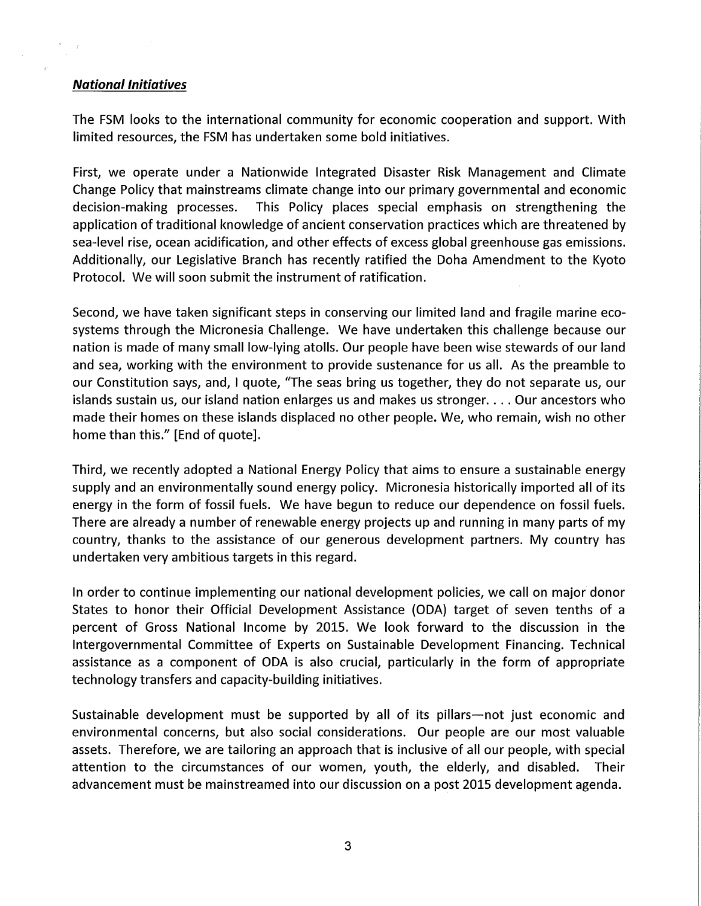***National Initiatives***

The FSM looks to the international community for economic cooperation and support. With limited resources, the FSM has undertaken some bold initiatives.

First, we operate under a Nationwide Integrated Disaster Risk Management and Climate Change Policy that mainstreams climate change into our primary governmental and economic decision-making processes. This Policy places special emphasis on strengthening the application of traditional knowledge of ancient conservation practices which are threatened by sea-level rise, ocean acidification, and other effects of excess global greenhouse gas emissions. Additionally, our Legislative Branch has recently ratified the Doha Amendment to the Kyoto Protocol. We will soon submit the instrument of ratification.

Second, we have taken significant steps in conserving our limited land and fragile marine eco-systems through the Micronesia Challenge. We have undertaken this challenge because our nation is made of many small low-lying atolls. Our people have been wise stewards of our land and sea, working with the environment to provide sustenance for us all. As the preamble to our Constitution says, and, I quote, "The seas bring us together, they do not separate us, our islands sustain us, our island nation enlarges us and makes us stronger. . . . Our ancestors who made their homes on these islands displaced no other people. We, who remain, wish no other home than this." [End of quote].

Third, we recently adopted a National Energy Policy that aims to ensure a sustainable energy supply and an environmentally sound energy policy. Micronesia historically imported all of its energy in the form of fossil fuels. We have begun to reduce our dependence on fossil fuels. There are already a number of renewable energy projects up and running in many parts of my country, thanks to the assistance of our generous development partners. My country has undertaken very ambitious targets in this regard.

In order to continue implementing our national development policies, we call on major donor States to honor their Official Development Assistance (ODA) target of seven tenths of a percent of Gross National Income by 2015. We look forward to the discussion in the Intergovernmental Committee of Experts on Sustainable Development Financing. Technical assistance as a component of ODA is also crucial, particularly in the form of appropriate technology transfers and capacity-building initiatives.

Sustainable development must be supported by all of its pillars—not just economic and environmental concerns, but also social considerations. Our people are our most valuable assets. Therefore, we are tailoring an approach that is inclusive of all our people, with special attention to the circumstances of our women, youth, the elderly, and disabled. Their advancement must be mainstreamed into our discussion on a post 2015 development agenda.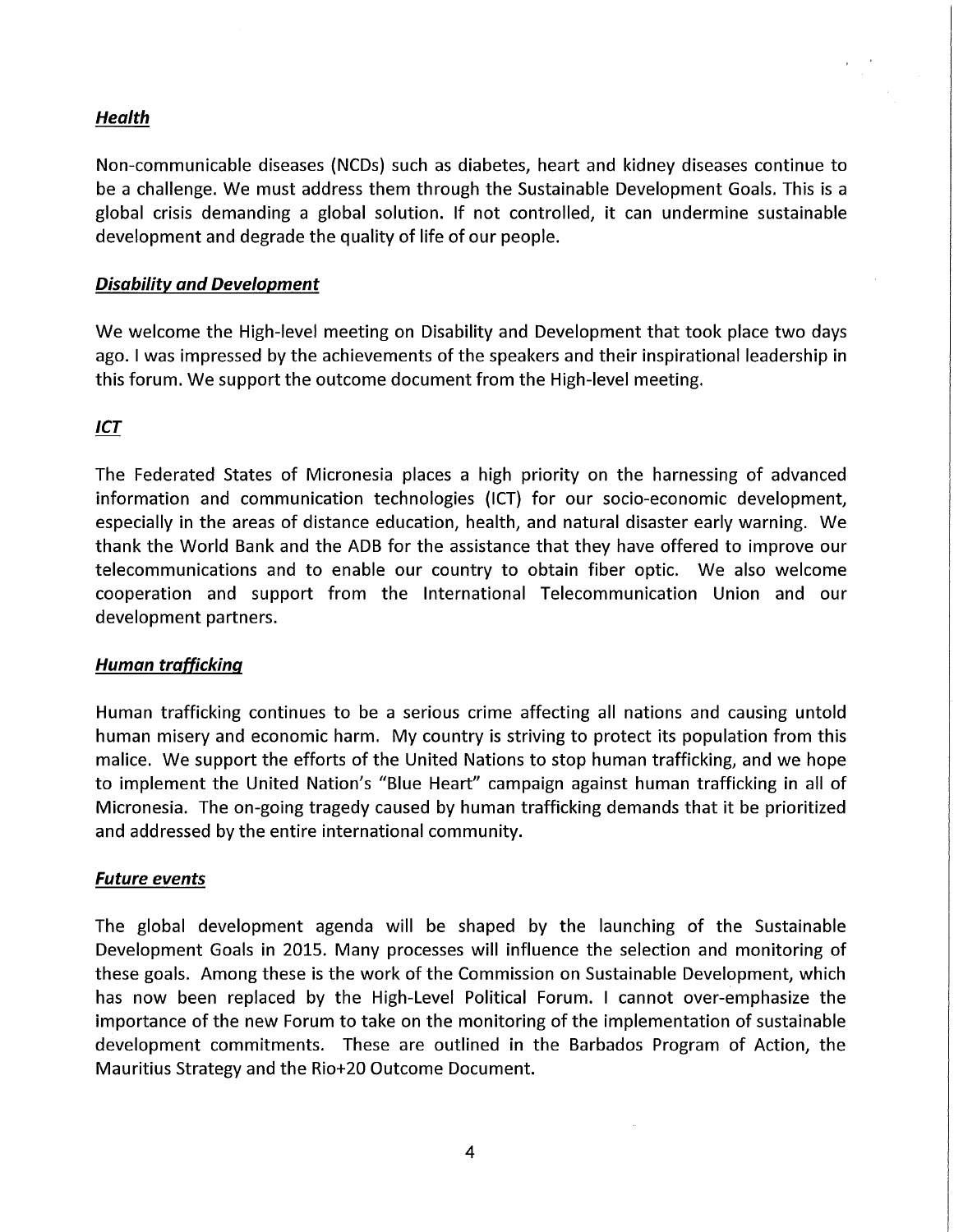***Health***

Non-communicable diseases (NCDs) such as diabetes, heart and kidney diseases continue to be a challenge. We must address them through the Sustainable Development Goals. This is a global crisis demanding a global solution. If not controlled, it can undermine sustainable development and degrade the quality of life of our people.

***Disability and Development***

We welcome the High-level meeting on Disability and Development that took place two days ago. I was impressed by the achievements of the speakers and their inspirational leadership in this forum. We support the outcome document from the High-level meeting.

***ICT***

The Federated States of Micronesia places a high priority on the harnessing of advanced information and communication technologies (ICT) for our socio-economic development, especially in the areas of distance education, health, and natural disaster early warning. We thank the World Bank and the ADB for the assistance that they have offered to improve our telecommunications and to enable our country to obtain fiber optic. We also welcome cooperation and support from the International Telecommunication Union and our development partners.

***Human trafficking***

Human trafficking continues to be a serious crime affecting all nations and causing untold human misery and economic harm. My country is striving to protect its population from this malice. We support the efforts of the United Nations to stop human trafficking, and we hope to implement the United Nation's "Blue Heart" campaign against human trafficking in all of Micronesia. The on-going tragedy caused by human trafficking demands that it be prioritized and addressed by the entire international community.

***Future events***

The global development agenda will be shaped by the launching of the Sustainable Development Goals in 2015. Many processes will influence the selection and monitoring of these goals. Among these is the work of the Commission on Sustainable Development, which has now been replaced by the High-Level Political Forum. I cannot over-emphasize the importance of the new Forum to take on the monitoring of the implementation of sustainable development commitments. These are outlined in the Barbados Program of Action, the Mauritius Strategy and the Rio+20 Outcome Document.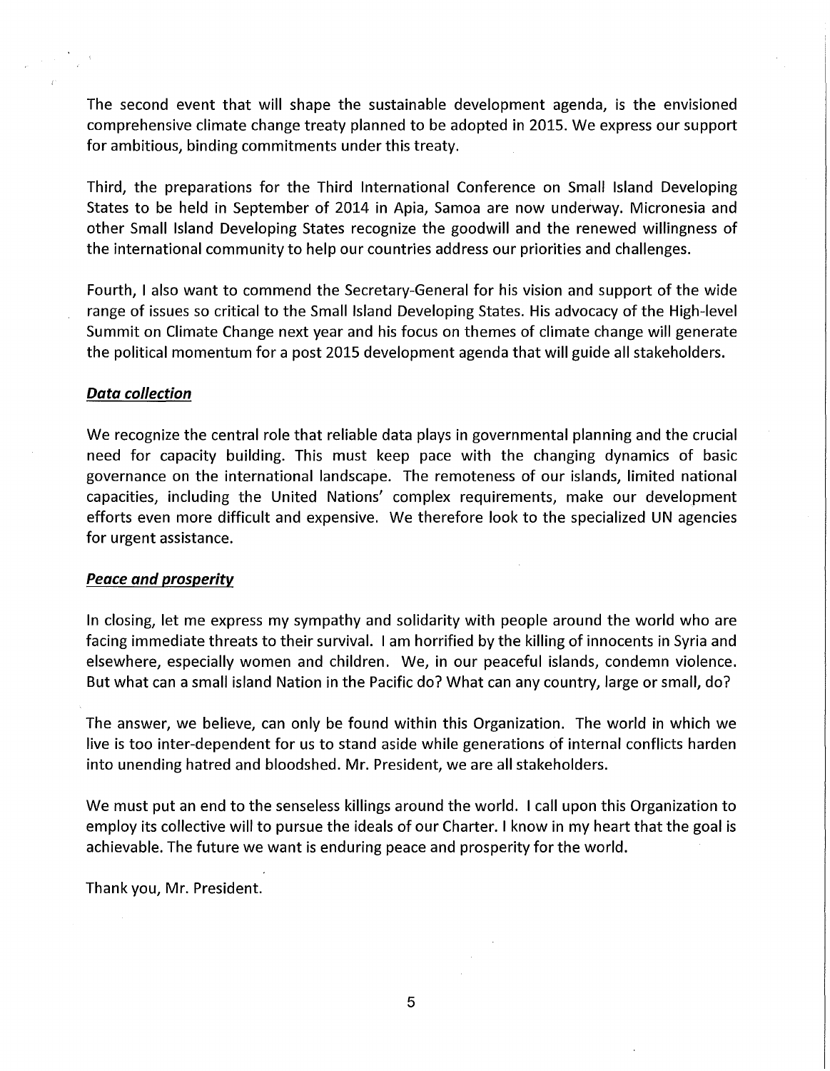The second event that will shape the sustainable development agenda, is the envisioned comprehensive climate change treaty planned to be adopted in 2015. We express our support for ambitious, binding commitments under this treaty.

Third, the preparations for the Third International Conference on Small Island Developing States to be held in September of 2014 in Apia, Samoa are now underway. Micronesia and other Small Island Developing States recognize the goodwill and the renewed willingness of the international community to help our countries address our priorities and challenges.

Fourth, I also want to commend the Secretary-General for his vision and support of the wide range of issues so critical to the Small Island Developing States. His advocacy of the High-level Summit on Climate Change next year and his focus on themes of climate change will generate the political momentum for a post 2015 development agenda that will guide all stakeholders.

***Data collection***

We recognize the central role that reliable data plays in governmental planning and the crucial need for capacity building. This must keep pace with the changing dynamics of basic governance on the international landscape. The remoteness of our islands, limited national capacities, including the United Nations' complex requirements, make our development efforts even more difficult and expensive. We therefore look to the specialized UN agencies for urgent assistance.

***Peace and prosperity***

In closing, let me express my sympathy and solidarity with people around the world who are facing immediate threats to their survival. I am horrified by the killing of innocents in Syria and elsewhere, especially women and children. We, in our peaceful islands, condemn violence. But what can a small island Nation in the Pacific do? What can any country, large or small, do?

The answer, we believe, can only be found within this Organization. The world in which we live is too inter-dependent for us to stand aside while generations of internal conflicts harden into unending hatred and bloodshed. Mr. President, we are all stakeholders.

We must put an end to the senseless killings around the world. I call upon this Organization to employ its collective will to pursue the ideals of our Charter. I know in my heart that the goal is achievable. The future we want is enduring peace and prosperity for the world.

Thank you, Mr. President.